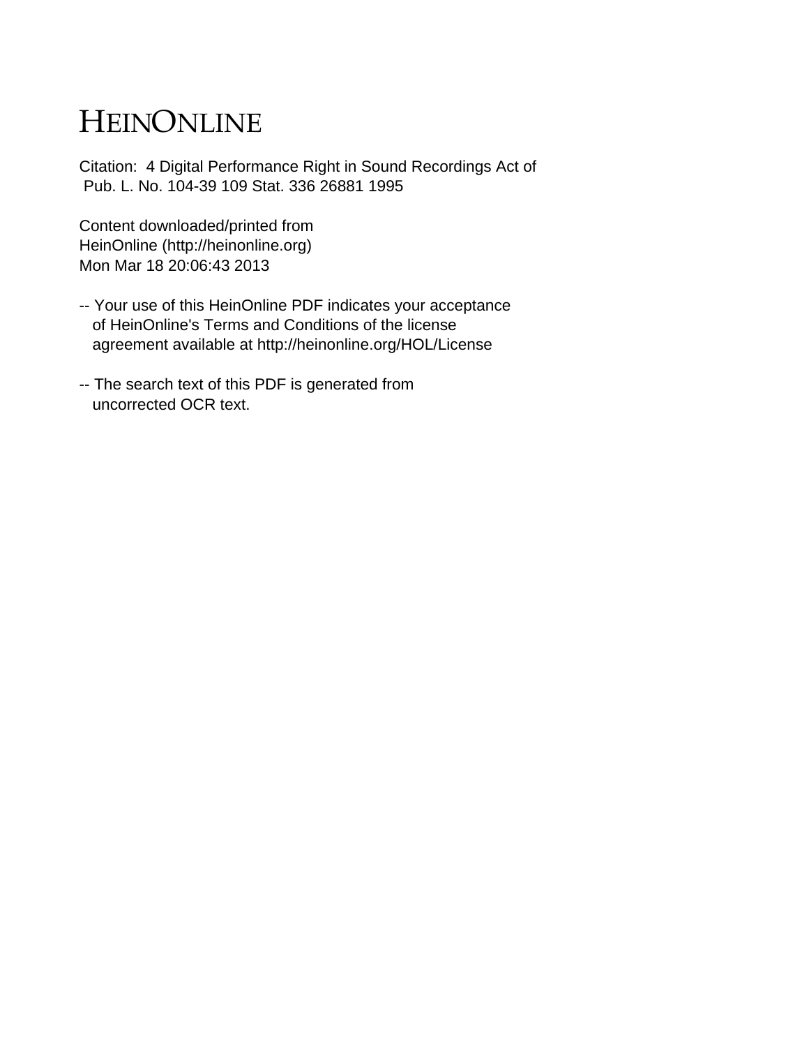# HEINONLINE

Citation: 4 Digital Performance Right in Sound Recordings Act of Pub. L. No. 104-39 109 Stat. 336 26881 1995

Content downloaded/printed from
HeinOnline (http://heinonline.org)
Mon Mar 18 20:06:43 2013

-- Your use of this HeinOnline PDF indicates your acceptance of HeinOnline's Terms and Conditions of the license agreement available at http://heinonline.org/HOL/License

-- The search text of this PDF is generated from uncorrected OCR text.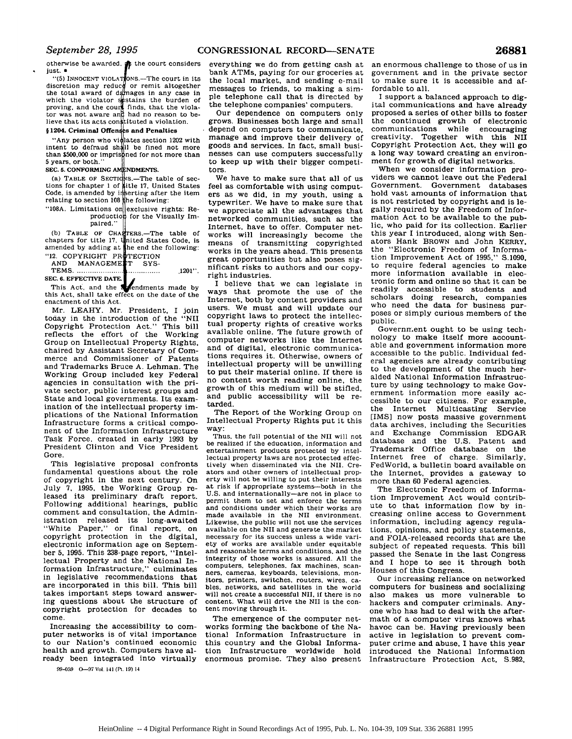otherwise be awarded, as the court considers just.

"(5) INNOCENT VIOLATIONS.—The court in its discretion may reduce or remit altogether the total award of damages in any case in which the violator sustains the burden of proving, and the court finds, that the violator was not aware and had no reason to believe that its acts constituted a violation.

**§1204. Criminal Offenses and Penalties**

"Any person who violates section 1202 with intent to defraud shall be fined not more than $500,000 or imprisoned for not more than 5 years, or both."

**SEC. 5. CONFORMING AMENDMENTS.**

(a) TABLE OF SECTIONS.—The table of sections for chapter 1 of title 17, United States Code, is amended by inserting after the item relating to section 108 the following:

"108A. Limitations on exclusive rights: Reproduction for the Visually Impaired."

(b) TABLE OF CHAPTERS.—The table of chapters for title 17, United States Code, is amended by adding at the end the following:

"12. COPYRIGHT PROTECTION AND MANAGEMENT SYSTEMS. .................................... 1201".

**SEC. 6. EFFECTIVE DATE.**

This Act, and the amendments made by this Act, shall take effect on the date of the enactment of this Act.

Mr. LEAHY. Mr. President, I join today in the introduction of the "NII Copyright Protection Act." This bill reflects the effort of the Working Group on Intellectual Property Rights, chaired by Assistant Secretary of Commerce and Commissioner of Patents and Trademarks Bruce A. Lehman. The Working Group included key Federal agencies in consultation with the private sector, public interest groups and State and local governments. Its examination of the intellectual property implications of the National Information Infrastructure forms a critical component of the Information Infrastructure Task Force, created in early 1993 by President Clinton and Vice President Gore.

This legislative proposal confronts fundamental questions about the role of copyright in the next century. On July 7, 1995, the Working Group released its preliminary draft report. Following additional hearings, public comment and consultation, the Administration released its long-awaited "White Paper," or final report, on copyright protection in the digital, electronic information age on September 5, 1995. This 238-page report, "Intellectual Property and the National Information Infrastructure," culminates in legislative recommendations that are incorporated in this bill. This bill takes important steps toward answering questions about the structure of copyright protection for decades to come.

Increasing the accessibility to computer networks is of vital importance to our Nation's continued economic health and growth. Computers have already been integrated into virtually everything we do from getting cash at bank ATMs, paying for our groceries at the local market, and sending e-mail messages to friends, to making a simple telephone call that is directed by the telephone companies' computers.

Our dependence on computers only grows. Businesses both large and small depend on computers to communicate, manage and improve their delivery of goods and services. In fact, small businesses can use computers successfully to keep up with their bigger competitors.

We have to make sure that all of us feel as comfortable with using computers as we did, in my youth, using a typewriter. We have to make sure that we appreciate all the advantages that networked communities, such as the Internet, have to offer. Computer networks will increasingly become the means of transmitting copyrighted works in the years ahead. This presents great opportunities but also poses significant risks to authors and our copyright industries.

I believe that we can legislate in ways that promote the use of the Internet, both by content providers and users. We must and will update our copyright laws to protect the intellectual property rights of creative works available online. The future growth of computer networks like the Internet and of digital, electronic communications requires it. Otherwise, owners of intellectual property will be unwilling to put their material online. If there is no content worth reading online, the growth of this medium will be stifled, and public accessibility will be retarded.

The Report of the Working Group on Intellectual Property Rights put it this way:

> Thus, the full potential of the NII will not be realized if the education, information and entertainment products protected by intellectual property laws are not protected effectively when disseminated via the NII. Creators and other owners of intellectual property will not be willing to put their interests at risk if appropriate systems—both in the U.S. and internationally—are not in place to permit them to set and enforce the terms and conditions under which their works are made available in the NII environment. Likewise, the public will not use the services available on the NII and generate the market necessary for its success unless a wide variety of works are available under equitable and reasonable terms and conditions, and the integrity of those works is assured. All the computers, telephones, fax machines, scanners, cameras, keyboards, televisions, monitors, printers, switches, routers, wires, cables, networks, and satellites in the world will not create a successful NII, if there is no content. What will drive the NII is the content moving through it.

The emergence of the computer networks forming the backbone of the National Information Infrastructure in this country and the Global Information Infrastructure worldwide hold enormous promise. They also present an enormous challenge to those of us in government and in the private sector to make sure it is accessible and affordable to all.

I support a balanced approach to digital communications and have already proposed a series of other bills to foster the continued growth of electronic communications while encouraging creativity. Together with this NII Copyright Protection Act, they will go a long way toward creating an environment for growth of digital networks.

When we consider information providers we cannot leave out the Federal Government. Government databases hold vast amounts of information that is not restricted by copyright and is legally required by the Freedom of Information Act to be available to the public, who paid for its collection. Earlier this year I introduced, along with Senators Hank BROWN and John KERRY, the "Electronic Freedom of Information Improvement Act of 1995," S.1090, to require federal agencies to make more information available in electronic form and online so that it can be readily accessible to students and scholars doing research, companies who need the data for business purposes or simply curious members of the public.

Government ought to be using technology to make itself more accountable and government information more accessible to the public. Individual federal agencies are already contributing to the development of the much heralded National Information Infrastructure by using technology to make Government information more easily accessible to our citizens. For example, the Internet Multicasting Service [IMS] now posts massive government data archives, including the Securities and Exchange Commission EDGAR database and the U.S. Patent and Trademark Office database on the Internet free of charge. Similarly, FedWorld, a bulletin board available on the Internet, provides a gateway to more than 60 Federal agencies.

The Electronic Freedom of Information Improvement Act would contribute to that information flow by increasing online access to Government information, including agency regulations, opinions, and policy statements, and FOIA-released records that are the subject of repeated requests. This bill passed the Senate in the last Congress and I hope to see it through both Houses of this Congress.

Our increasing reliance on networked computers for business and socializing also makes us more vulnerable to hackers and computer criminals. Anyone who has had to deal with the aftermath of a computer virus knows what havoc can be. Having previously been active in legislation to prevent computer crime and abuse, I have this year introduced the National Information Infrastructure Protection Act, S.982,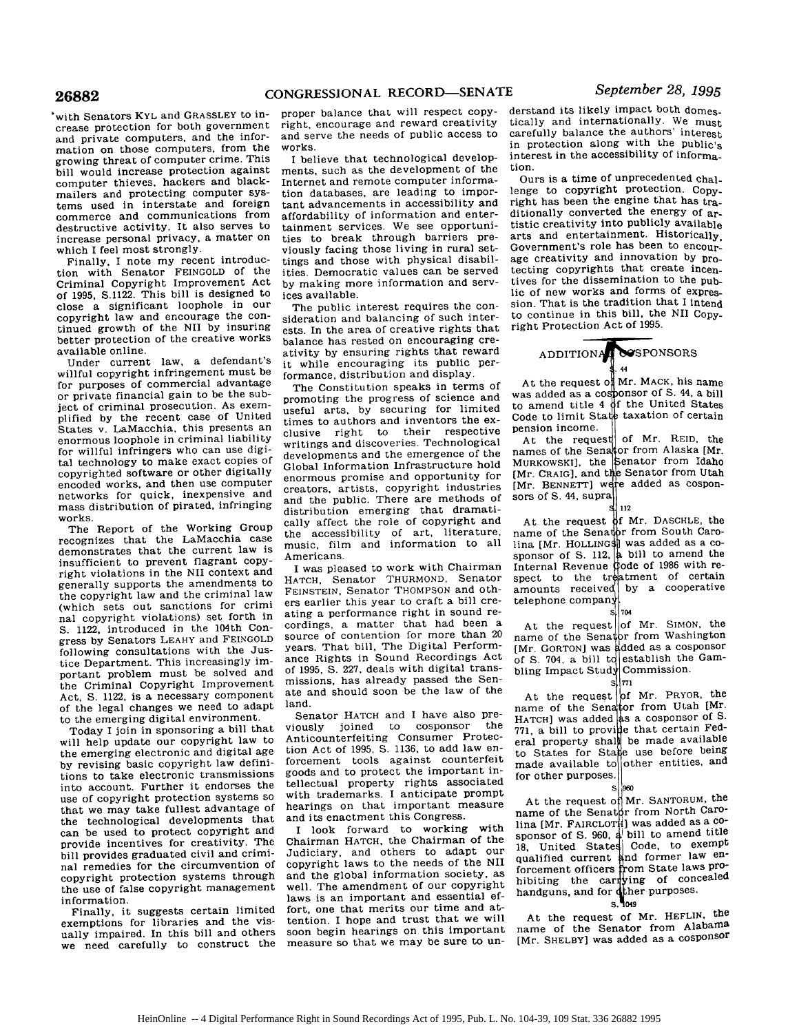with Senators KYL and GRASSLEY to increase protection for both government and private computers, and the information on those computers, from the growing threat of computer crime. This bill would increase protection against computer thieves, hackers and blackmailers and protecting computer systems used in interstate and foreign commerce and communications from destructive activity. It also serves to increase personal privacy, a matter on which I feel most strongly.

Finally, I note my recent introduction with Senator FEINGOLD of the Criminal Copyright Improvement Act of 1995, S.1122. This bill is designed to close a significant loophole in our copyright law and encourage the continued growth of the NII by insuring better protection of the creative works available online.

Under current law, a defendant's willful copyright infringement must be for purposes of commercial advantage or private financial gain to be the subject of criminal prosecution. As exemplified by the recent case of United States v. LaMacchia, this presents an enormous loophole in criminal liability for willful infringers who can use digital technology to make exact copies of copyrighted software or other digitally encoded works, and then use computer networks for quick, inexpensive and mass distribution of pirated, infringing works.

The Report of the Working Group recognizes that the LaMacchia case demonstrates that the current law is insufficient to prevent flagrant copyright violations in the NII context and generally supports the amendments to the copyright law and the criminal law (which sets out sanctions for criminal copyright violations) set forth in S. 1122, introduced in the 104th Congress by Senators LEAHY and FEINGOLD following consultations with the Justice Department. This increasingly important problem must be solved and the Criminal Copyright Improvement Act, S. 1122, is a necessary component of the legal changes we need to adapt to the emerging digital environment.

Today I join in sponsoring a bill that will help update our copyright law to the emerging electronic and digital age by revising basic copyright law definitions to take electronic transmissions into account. Further it endorses the use of copyright protection systems so that we may take fullest advantage of the technological developments that can be used to protect copyright and provide incentives for creativity. The bill provides graduated civil and criminal remedies for the circumvention of copyright protection systems through the use of false copyright management information.

Finally, it suggests certain limited exemptions for libraries and the visually impaired. In this bill and others we need carefully to construct the proper balance that will respect copyright, encourage and reward creativity and serve the needs of public access to works.

I believe that technological developments, such as the development of the Internet and remote computer information databases, are leading to important advancements in accessibility and affordability of information and entertainment services. We see opportunities to break through barriers previously facing those living in rural settings and those with physical disabilities. Democratic values can be served by making more information and services available.

The public interest requires the consideration and balancing of such interests. In the area of creative rights that balance has rested on encouraging creativity by ensuring rights that reward it while encouraging its public performance, distribution and display.

The Constitution speaks in terms of promoting the progress of science and useful arts, by securing for limited times to authors and inventors the exclusive right to their respective writings and discoveries. Technological developments and the emergence of the Global Information Infrastructure hold enormous promise and opportunity for creators, artists, copyright industries and the public. There are methods of distribution emerging that dramatically affect the role of copyright and the accessibility of art, literature, music, film and information to all Americans.

I was pleased to work with Chairman HATCH, Senator THURMOND, Senator FEINSTEIN, Senator THOMPSON and others earlier this year to craft a bill creating a performance right in sound recordings, a matter that had been a source of contention for more than 20 years. That bill, The Digital Performance Rights in Sound Recordings Act of 1995, S. 227, deals with digital transmissions, has already passed the Senate and should soon be the law of the land.

Senator HATCH and I have also previously joined to cosponsor the Anticounterfeiting Consumer Protection Act of 1995, S. 1136, to add law enforcement tools against counterfeit goods and to protect the important intellectual property rights associated with trademarks. I anticipate prompt hearings on that important measure and its enactment this Congress.

I look forward to working with Chairman HATCH, the Chairman of the Judiciary, and others to adapt our copyright laws to the needs of the NII and the global information society, as well. The amendment of our copyright laws is an important and essential effort, one that merits our time and attention. I hope and trust that we will soon begin hearings on this important measure so that we may be sure to understand its likely impact both domestically and internationally. We must carefully balance the authors' interest in protection along with the public's interest in the accessibility of information.

Ours is a time of unprecedented challenge to copyright protection. Copyright has been the engine that has traditionally converted the energy of artistic creativity into publicly available arts and entertainment. Historically, Government's role has been to encourage creativity and innovation by protecting copyrights that create incentives for the dissemination to the public of new works and forms of expression. That is the tradition that I intend to continue in this bill, the NII Copyright Protection Act of 1995.

## ADDITIONAL COSPONSORS

S. 44

At the request of Mr. MACK, his name was added as a cosponsor of S. 44, a bill to amend title 4 of the United States Code to limit State taxation of certain pension income.

At the request of Mr. REID, the names of the Senator from Alaska [Mr. MURKOWSKI], the Senator from Idaho [Mr. CRAIG], and the Senator from Utah [Mr. BENNETT] were added as cosponsors of S. 44, supra.

S. 112

At the request of Mr. DASCHLE, the name of the Senator from South Carolina [Mr. HOLLINGS] was added as a cosponsor of S. 112, a bill to amend the Internal Revenue Code of 1986 with respect to the treatment of certain amounts received by a cooperative telephone company.

S. 704

At the request of Mr. SIMON, the name of the Senator from Washington [Mr. GORTON] was added as a cosponsor of S. 704, a bill to establish the Gambling Impact Study Commission.

S. 771

At the request of Mr. PRYOR, the name of the Senator from Utah [Mr. HATCH] was added as a cosponsor of S. 771, a bill to provide that certain Federal property shall be made available to States for State use before being made available to other entities, and for other purposes.

S. 960

At the request of Mr. SANTORUM, the name of the Senator from North Carolina [Mr. FAIRCLOTH] was added as a cosponsor of S. 960, a bill to amend title 18, United States Code, to exempt qualified current and former law enforcement officers from State laws prohibiting the carrying of concealed handguns, and for other purposes.

S. 1049

At the request of Mr. HEFLIN, the name of the Senator from Alabama [Mr. SHELBY] was added as a cosponsor